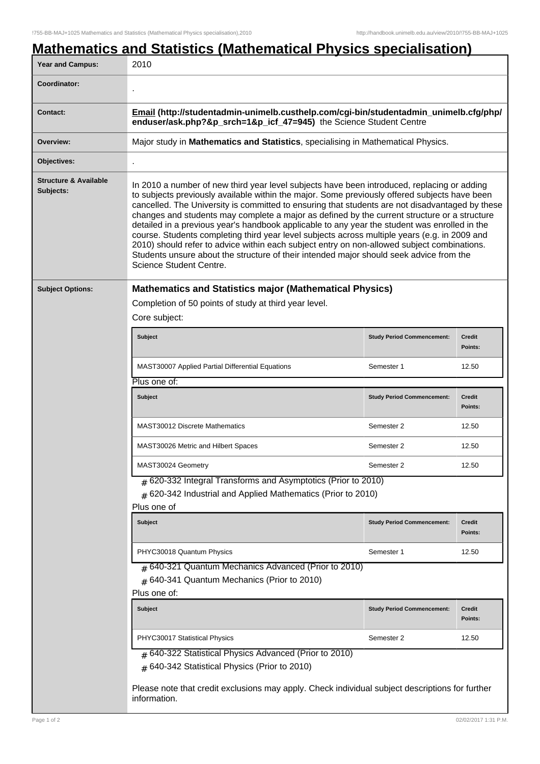# Mathematics and Statistics (Mathematical Physics specialisation)

| | |
|---|---|
| **Year and Campus:** | 2010 |
| **Coordinator:** | . |
| **Contact:** | **Email (http://studentadmin-unimelb.custhelp.com/cgi-bin/studentadmin_unimelb.cfg/php/enduser/ask.php?&p_srch=1&p_icf_47=945)** the Science Student Centre |
| **Overview:** | Major study in **Mathematics and Statistics**, specialising in Mathematical Physics. |
| **Objectives:** | . |
| **Structure & Available Subjects:** | In 2010 a number of new third year level subjects have been introduced, replacing or adding to subjects previously available within the major. Some previously offered subjects have been cancelled. The University is committed to ensuring that students are not disadvantaged by these changes and students may complete a major as defined by the current structure or a structure detailed in a previous year's handbook applicable to any year the student was enrolled in the course. Students completing third year level subjects across multiple years (e.g. in 2009 and 2010) should refer to advice within each subject entry on non-allowed subject combinations. Students unsure about the structure of their intended major should seek advice from the Science Student Centre. |

**Subject Options:**

### Mathematics and Statistics major (Mathematical Physics)

Completion of 50 points of study at third year level.

Core subject:

| Subject | Study Period Commencement: | Credit Points: |
|---|---|---|
| MAST30007 Applied Partial Differential Equations | Semester 1 | 12.50 |

Plus one of:

| Subject | Study Period Commencement: | Credit Points: |
|---|---|---|
| MAST30012 Discrete Mathematics | Semester 2 | 12.50 |
| MAST30026 Metric and Hilbert Spaces | Semester 2 | 12.50 |
| MAST30024 Geometry | Semester 2 | 12.50 |

- # 620-332 Integral Transforms and Asymptotics (Prior to 2010)
- # 620-342 Industrial and Applied Mathematics (Prior to 2010)

Plus one of

| Subject | Study Period Commencement: | Credit Points: |
|---|---|---|
| PHYC30018 Quantum Physics | Semester 1 | 12.50 |

- # 640-321 Quantum Mechanics Advanced (Prior to 2010)
- # 640-341 Quantum Mechanics (Prior to 2010)

Plus one of:

| Subject | Study Period Commencement: | Credit Points: |
|---|---|---|
| PHYC30017 Statistical Physics | Semester 2 | 12.50 |

- # 640-322 Statistical Physics Advanced (Prior to 2010)
- # 640-342 Statistical Physics (Prior to 2010)

Please note that credit exclusions may apply. Check individual subject descriptions for further information.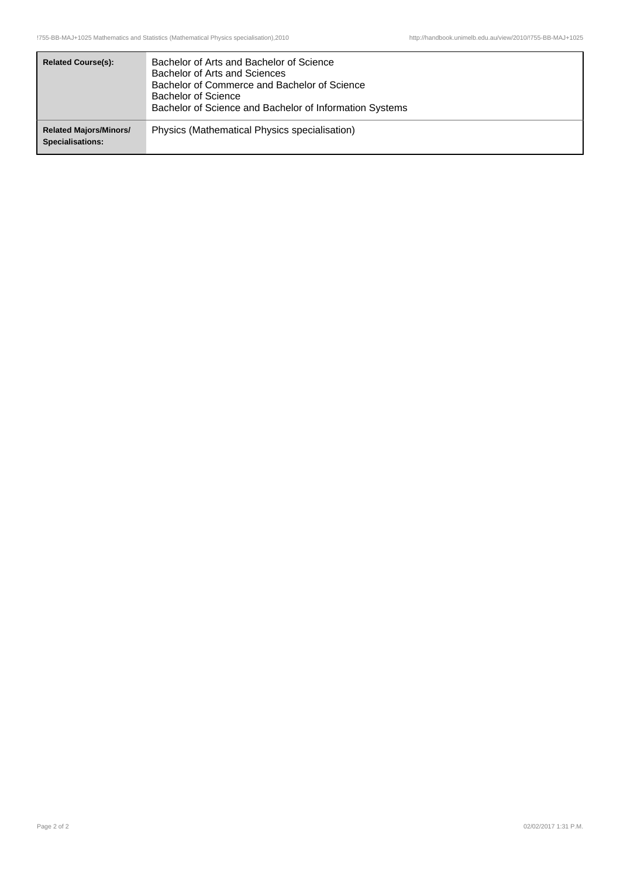| | |
|---|---|
| **Related Course(s):** | Bachelor of Arts and Bachelor of Science<br>Bachelor of Arts and Sciences<br>Bachelor of Commerce and Bachelor of Science<br>Bachelor of Science<br>Bachelor of Science and Bachelor of Information Systems |
| **Related Majors/Minors/ Specialisations:** | Physics (Mathematical Physics specialisation) |